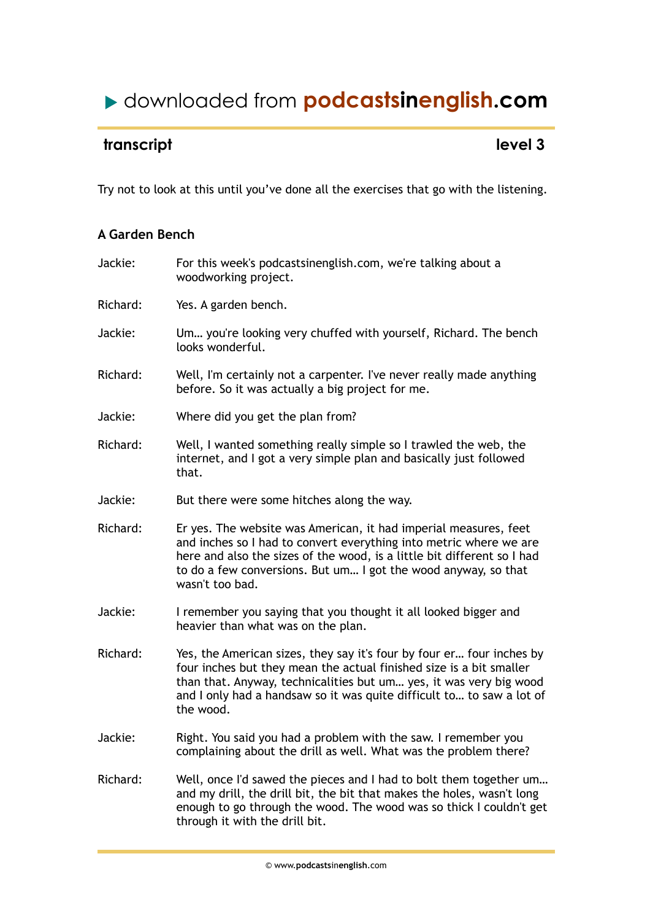# ▶ downloaded from podcastsinenglish.com

**transcript** **level 3**

Try not to look at this until you've done all the exercises that go with the listening.

### A Garden Bench

**Jackie:** For this week's podcastsinenglish.com, we're talking about a woodworking project.

**Richard:** Yes. A garden bench.

**Jackie:** Um… you're looking very chuffed with yourself, Richard. The bench looks wonderful.

**Richard:** Well, I'm certainly not a carpenter. I've never really made anything before. So it was actually a big project for me.

**Jackie:** Where did you get the plan from?

**Richard:** Well, I wanted something really simple so I trawled the web, the internet, and I got a very simple plan and basically just followed that.

**Jackie:** But there were some hitches along the way.

**Richard:** Er yes. The website was American, it had imperial measures, feet and inches so I had to convert everything into metric where we are here and also the sizes of the wood, is a little bit different so I had to do a few conversions. But um… I got the wood anyway, so that wasn't too bad.

**Jackie:** I remember you saying that you thought it all looked bigger and heavier than what was on the plan.

**Richard:** Yes, the American sizes, they say it's four by four er… four inches by four inches but they mean the actual finished size is a bit smaller than that. Anyway, technicalities but um… yes, it was very big wood and I only had a handsaw so it was quite difficult to… to saw a lot of the wood.

**Jackie:** Right. You said you had a problem with the saw. I remember you complaining about the drill as well. What was the problem there?

**Richard:** Well, once I'd sawed the pieces and I had to bolt them together um… and my drill, the drill bit, the bit that makes the holes, wasn't long enough to go through the wood. The wood was so thick I couldn't get through it with the drill bit.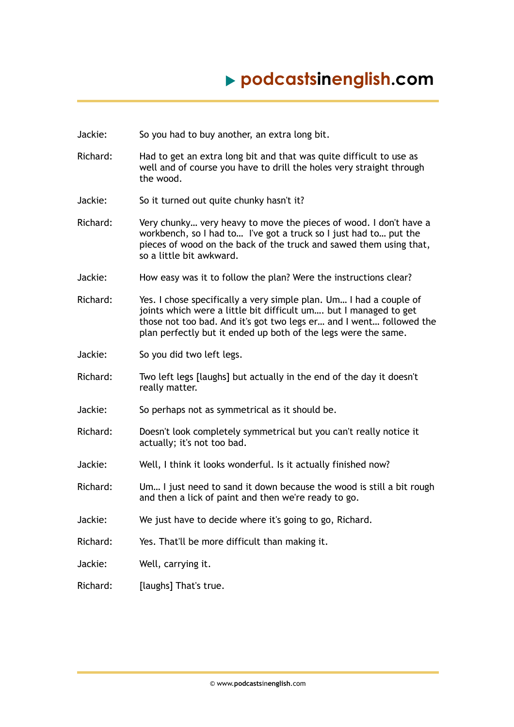Jackie: So you had to buy another, an extra long bit.

Richard: Had to get an extra long bit and that was quite difficult to use as well and of course you have to drill the holes very straight through the wood.

Jackie: So it turned out quite chunky hasn't it?

Richard: Very chunky… very heavy to move the pieces of wood. I don't have a workbench, so I had to… I've got a truck so I just had to… put the pieces of wood on the back of the truck and sawed them using that, so a little bit awkward.

Jackie: How easy was it to follow the plan? Were the instructions clear?

Richard: Yes. I chose specifically a very simple plan. Um… I had a couple of joints which were a little bit difficult um…. but I managed to get those not too bad. And it's got two legs er… and I went… followed the plan perfectly but it ended up both of the legs were the same.

Jackie: So you did two left legs.

Richard: Two left legs [laughs] but actually in the end of the day it doesn't really matter.

Jackie: So perhaps not as symmetrical as it should be.

Richard: Doesn't look completely symmetrical but you can't really notice it actually; it's not too bad.

Jackie: Well, I think it looks wonderful. Is it actually finished now?

Richard: Um… I just need to sand it down because the wood is still a bit rough and then a lick of paint and then we're ready to go.

Jackie: We just have to decide where it's going to go, Richard.

Richard: Yes. That'll be more difficult than making it.

Jackie: Well, carrying it.

Richard: [laughs] That's true.